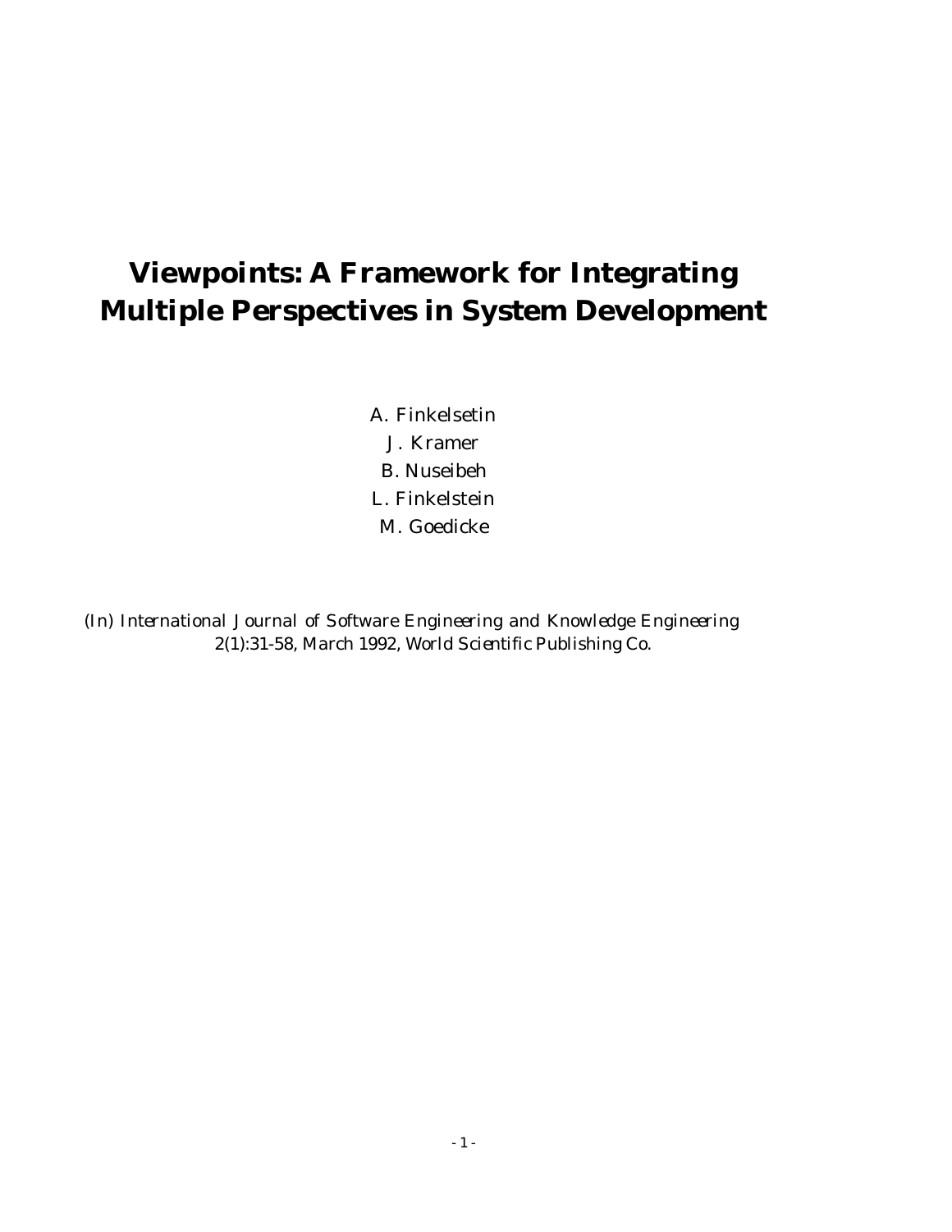# Viewpoints: A Framework for Integrating Multiple Perspectives in System Development

A. Finkelsetin

J. Kramer

B. Nuseibeh

L. Finkelstein

M. Goedicke

*(In) International Journal of Software Engineering and Knowledge Engineering 2(1):31-58, March 1992, World Scientific Publishing Co.*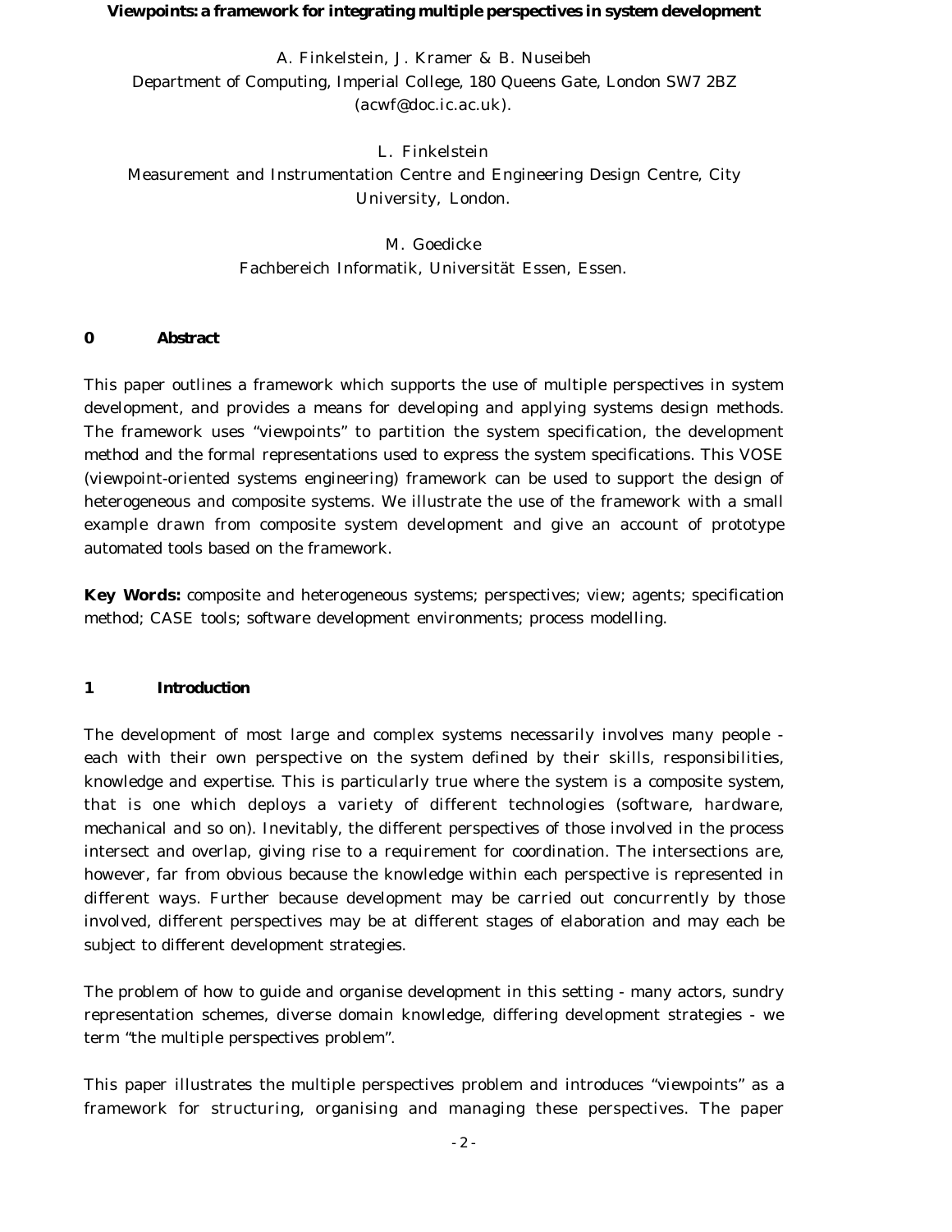**Viewpoints: a framework for integrating multiple perspectives in system development**

A. Finkelstein, J. Kramer & B. Nuseibeh
Department of Computing, Imperial College, 180 Queens Gate, London SW7 2BZ
(acwf@doc.ic.ac.uk).

L. Finkelstein
Measurement and Instrumentation Centre and Engineering Design Centre, City University, London.

M. Goedicke
Fachbereich Informatik, Universität Essen, Essen.

## 0 Abstract

This paper outlines a framework which supports the use of multiple perspectives in system development, and provides a means for developing and applying systems design methods. The framework uses "viewpoints" to partition the system specification, the development method and the formal representations used to express the system specifications. This VOSE (viewpoint-oriented systems engineering) framework can be used to support the design of heterogeneous and composite systems. We illustrate the use of the framework with a small example drawn from composite system development and give an account of prototype automated tools based on the framework.

**Key Words:** composite and heterogeneous systems; perspectives; view; agents; specification method; CASE tools; software development environments; process modelling.

## 1 Introduction

The development of most large and complex systems necessarily involves many people - each with their own perspective on the system defined by their skills, responsibilities, knowledge and expertise. This is particularly true where the system is a composite system, that is one which deploys a variety of different technologies (software, hardware, mechanical and so on). Inevitably, the different perspectives of those involved in the process intersect and overlap, giving rise to a requirement for coordination. The intersections are, however, far from obvious because the knowledge within each perspective is represented in different ways. Further because development may be carried out concurrently by those involved, different perspectives may be at different stages of elaboration and may each be subject to different development strategies.

The problem of how to guide and organise development in this setting - many actors, sundry representation schemes, diverse domain knowledge, differing development strategies - we term "the multiple perspectives problem".

This paper illustrates the multiple perspectives problem and introduces "viewpoints" as a framework for structuring, organising and managing these perspectives. The paper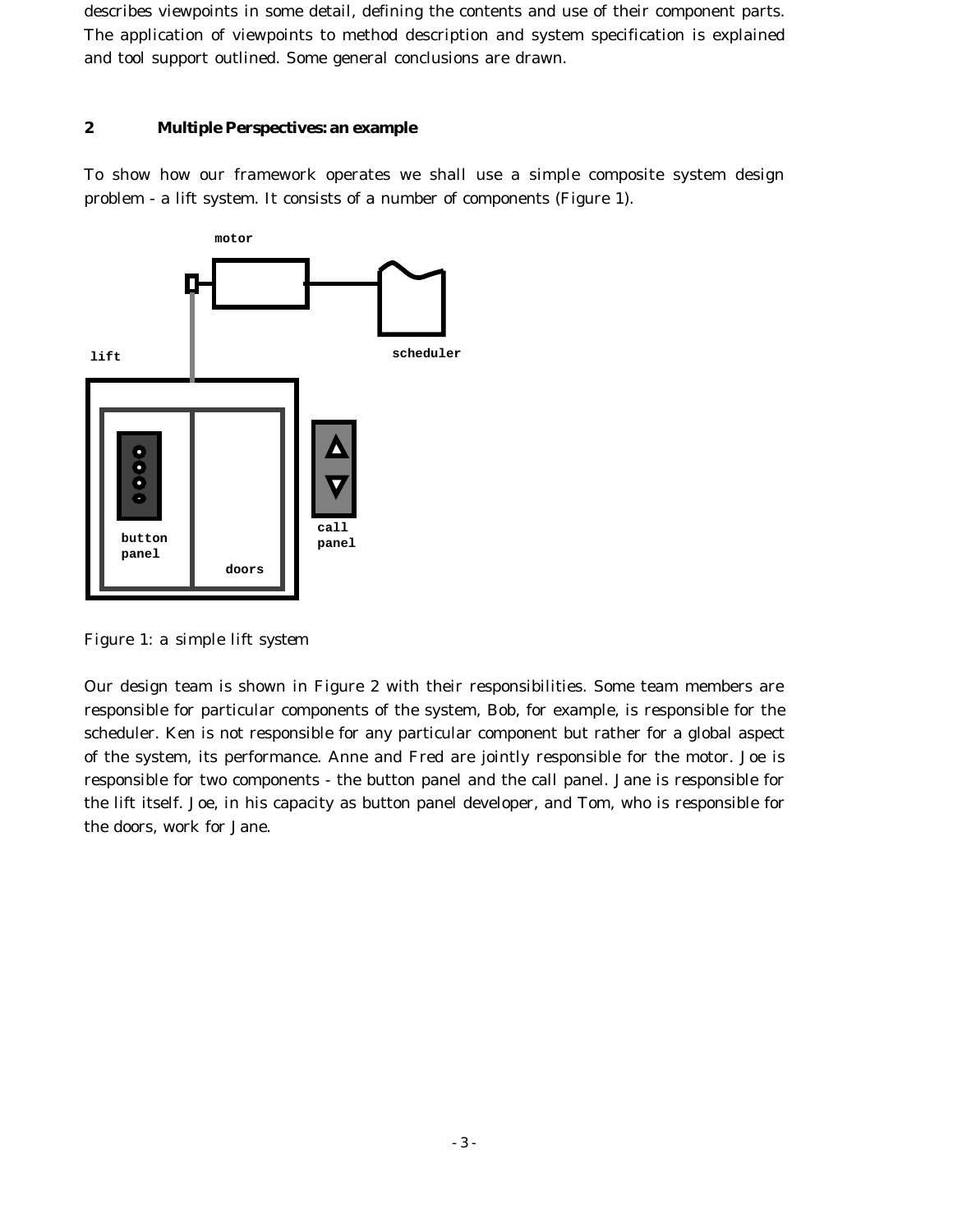describes viewpoints in some detail, defining the contents and use of their component parts. The application of viewpoints to method description and system specification is explained and tool support outlined. Some general conclusions are drawn.

## 2 Multiple Perspectives: an example

To show how our framework operates we shall use a simple composite system design problem - a lift system. It consists of a number of components (Figure 1).

Figure 1: a simple lift system

Our design team is shown in Figure 2 with their responsibilities. Some team members are responsible for particular components of the system, Bob, for example, is responsible for the scheduler. Ken is not responsible for any particular component but rather for a global aspect of the system, its performance. Anne and Fred are jointly responsible for the motor. Joe is responsible for two components - the button panel and the call panel. Jane is responsible for the lift itself. Joe, in his capacity as button panel developer, and Tom, who is responsible for the doors, work for Jane.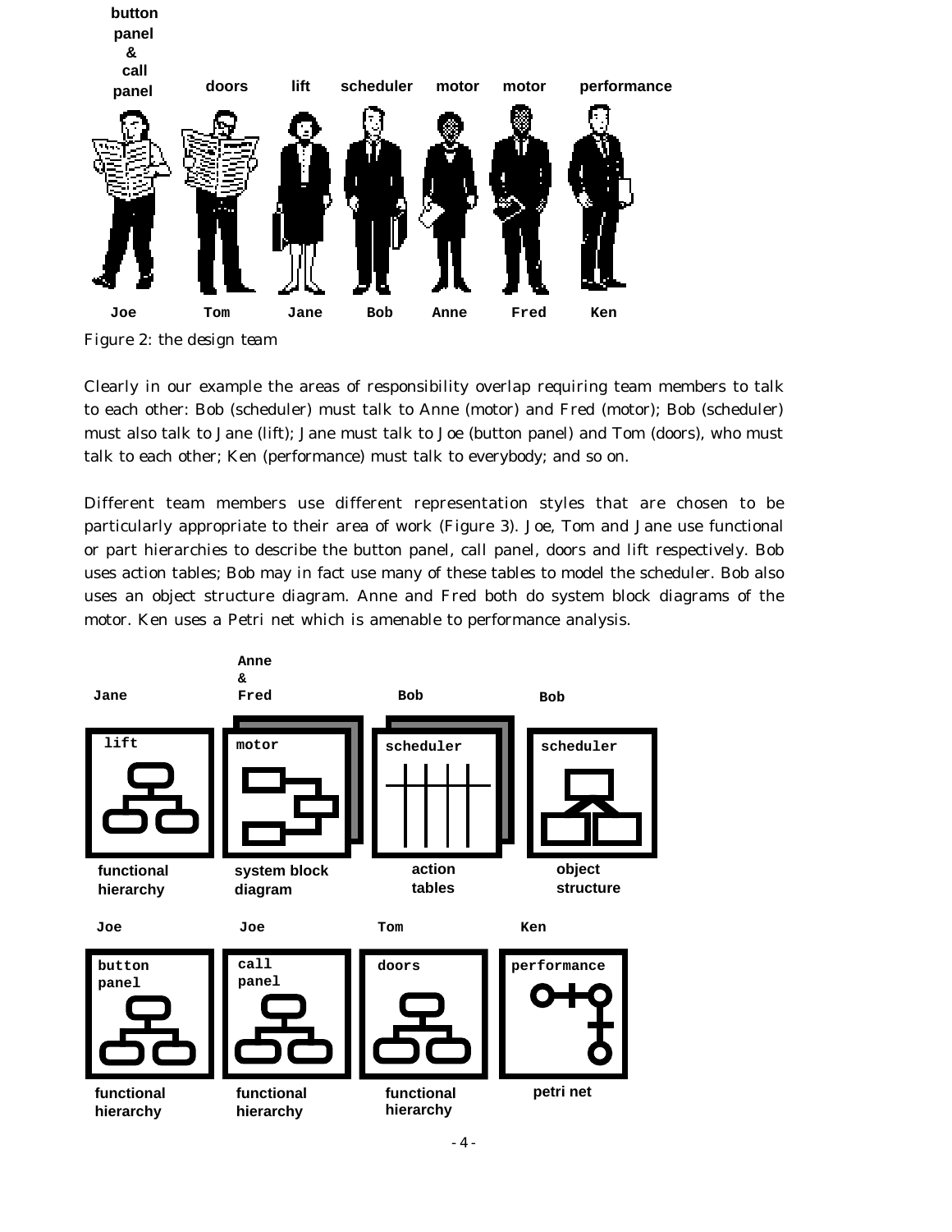Figure 2: the design team

Clearly in our example the areas of responsibility overlap requiring team members to talk to each other: Bob (scheduler) must talk to Anne (motor) and Fred (motor); Bob (scheduler) must also talk to Jane (lift); Jane must talk to Joe (button panel) and Tom (doors), who must talk to each other; Ken (performance) must talk to everybody; and so on.

Different team members use different representation styles that are chosen to be particularly appropriate to their area of work (Figure 3). Joe, Tom and Jane use functional or part hierarchies to describe the button panel, call panel, doors and lift respectively. Bob uses action tables; Bob may in fact use many of these tables to model the scheduler. Bob also uses an object structure diagram. Anne and Fred both do system block diagrams of the motor. Ken uses a Petri net which is amenable to performance analysis.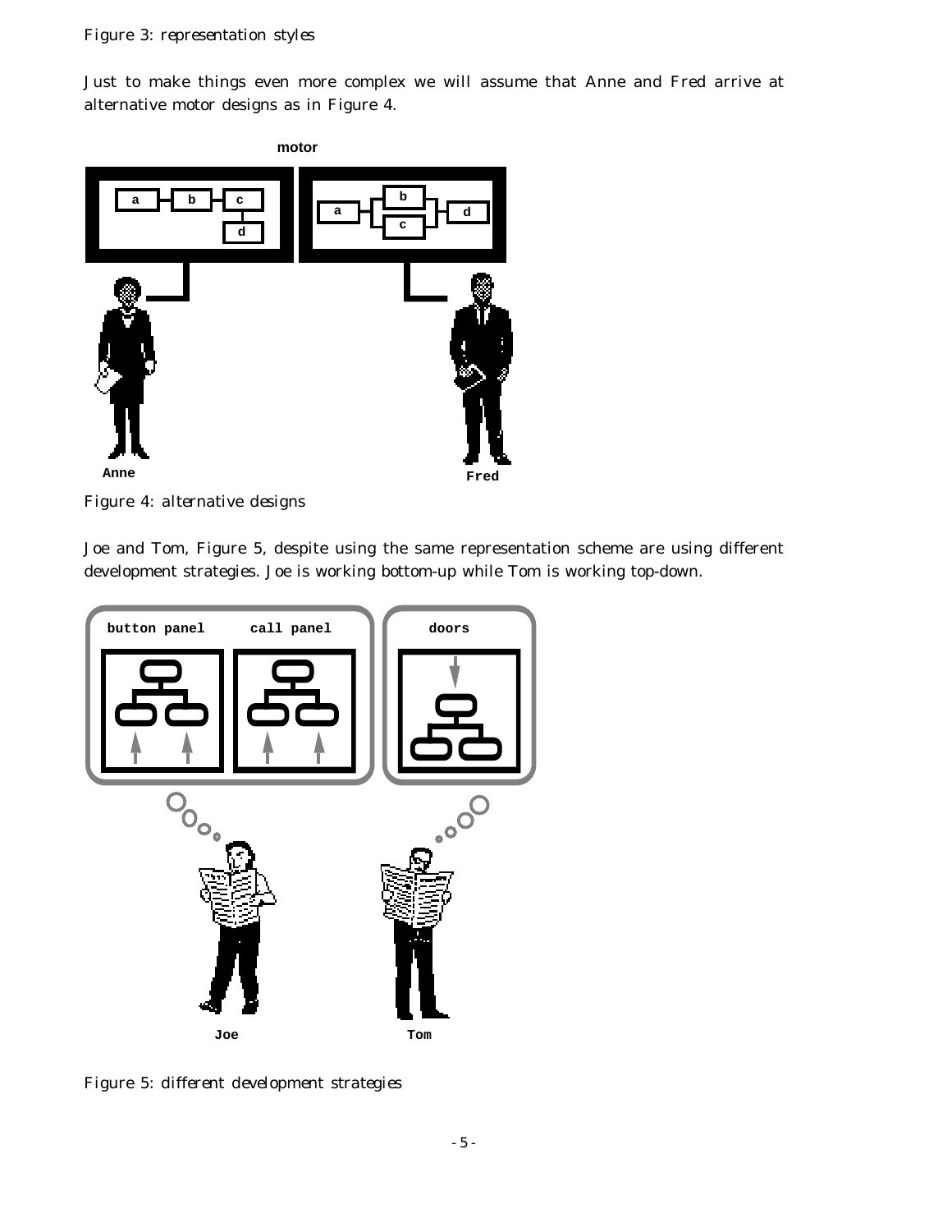Figure 3: representation styles

Just to make things even more complex we will assume that Anne and Fred arrive at alternative motor designs as in Figure 4.

Figure 4: alternative designs

Joe and Tom, Figure 5, despite using the same representation scheme are using different development strategies. Joe is working bottom-up while Tom is working top-down.

Figure 5: different development strategies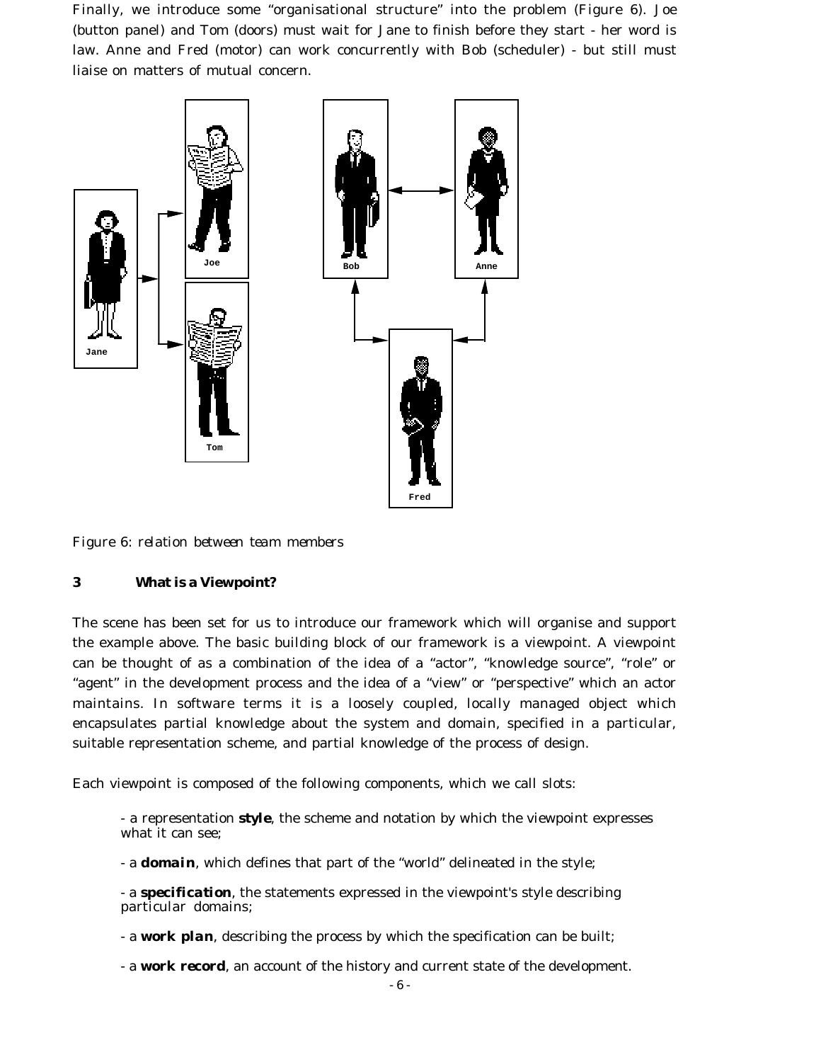Finally, we introduce some "organisational structure" into the problem (Figure 6). Joe (button panel) and Tom (doors) must wait for Jane to finish before they start - her word is law. Anne and Fred (motor) can work concurrently with Bob (scheduler) - but still must liaise on matters of mutual concern.

Figure 6: relation between team members

## 3 What is a Viewpoint?

The scene has been set for us to introduce our framework which will organise and support the example above. The basic building block of our framework is a viewpoint. A viewpoint can be thought of as a combination of the idea of a "actor", "knowledge source", "role" or "agent" in the development process and the idea of a "view" or "perspective" which an actor maintains. In software terms it is a loosely coupled, locally managed object which encapsulates partial knowledge about the system and domain, specified in a particular, suitable representation scheme, and partial knowledge of the process of design.

Each viewpoint is composed of the following components, which we call slots:

- a representation **style**, the scheme and notation by which the viewpoint expresses what it can see;
- a ***domain***, which defines that part of the "world" delineated in the style;
- a ***specification***, the statements expressed in the viewpoint's style describing particular domains;
- a ***work plan***, describing the process by which the specification can be built;
- a **work record**, an account of the history and current state of the development.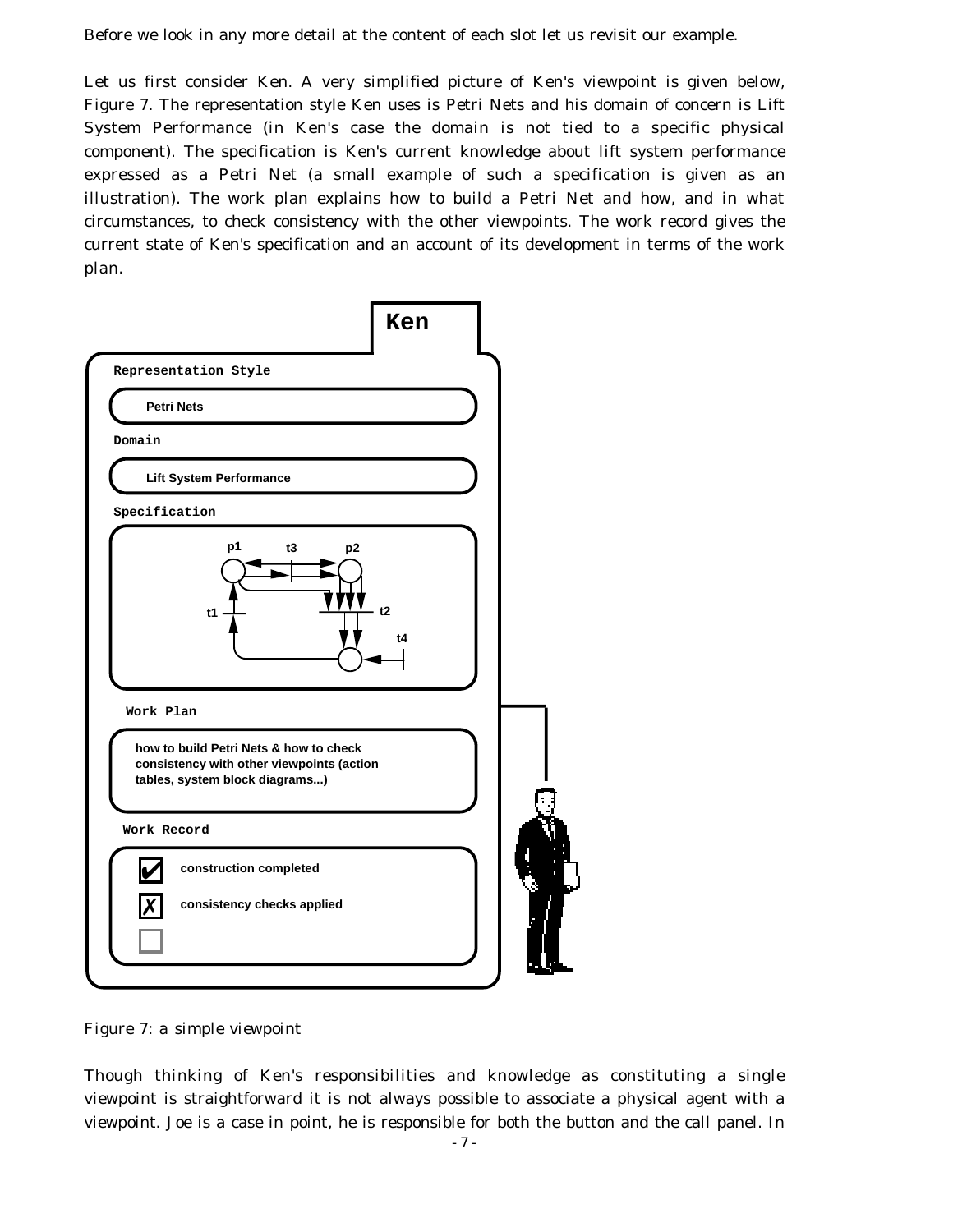Before we look in any more detail at the content of each slot let us revisit our example.

Let us first consider Ken. A very simplified picture of Ken's viewpoint is given below, Figure 7. The representation style Ken uses is Petri Nets and his domain of concern is Lift System Performance (in Ken's case the domain is not tied to a specific physical component). The specification is Ken's current knowledge about lift system performance expressed as a Petri Net (a small example of such a specification is given as an illustration). The work plan explains how to build a Petri Net and how, and in what circumstances, to check consistency with the other viewpoints. The work record gives the current state of Ken's specification and an account of its development in terms of the work plan.

Figure 7: a simple viewpoint

Though thinking of Ken's responsibilities and knowledge as constituting a single viewpoint is straightforward it is not always possible to associate a physical agent with a viewpoint. Joe is a case in point, he is responsible for both the button and the call panel. In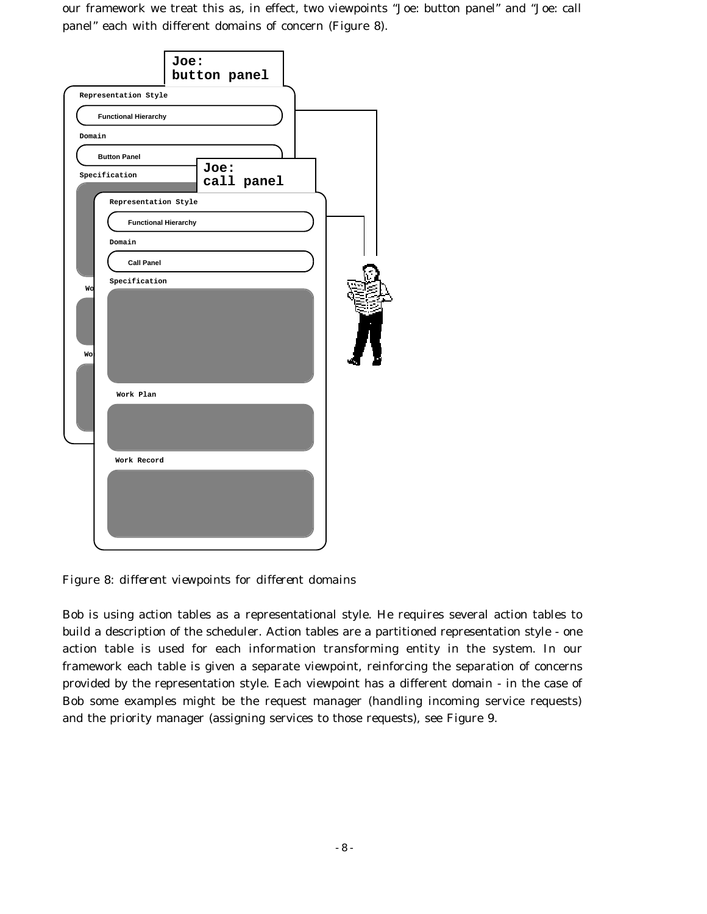our framework we treat this as, in effect, two viewpoints "Joe: button panel" and "Joe: call panel" each with different domains of concern (Figure 8).

Figure 8: different viewpoints for different domains

Bob is using action tables as a representational style. He requires several action tables to build a description of the scheduler. Action tables are a partitioned representation style - one action table is used for each information transforming entity in the system. In our framework each table is given a separate viewpoint, reinforcing the separation of concerns provided by the representation style. Each viewpoint has a different domain - in the case of Bob some examples might be the request manager (handling incoming service requests) and the priority manager (assigning services to those requests), see Figure 9.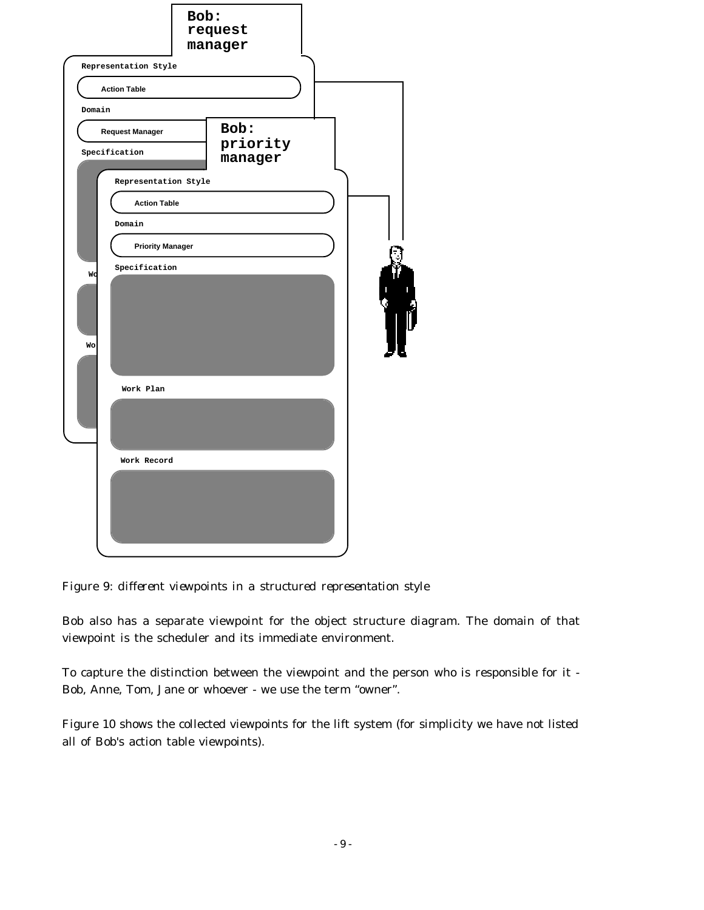Figure 9: different viewpoints in a structured representation style

Bob also has a separate viewpoint for the object structure diagram. The domain of that viewpoint is the scheduler and its immediate environment.

To capture the distinction between the viewpoint and the person who is responsible for it - Bob, Anne, Tom, Jane or whoever - we use the term "owner".

Figure 10 shows the collected viewpoints for the lift system (for simplicity we have not listed all of Bob's action table viewpoints).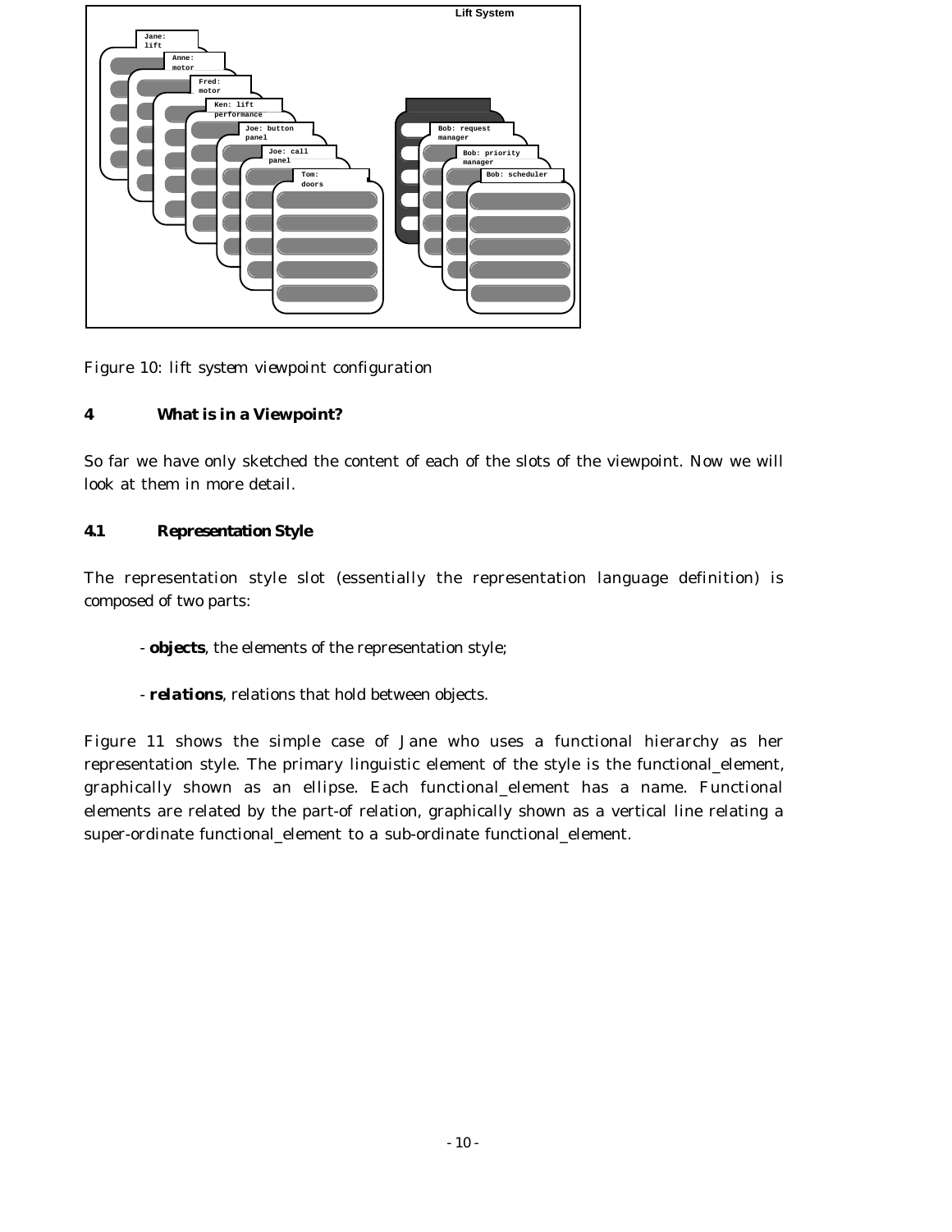Figure 10: lift system viewpoint configuration

## 4 What is in a Viewpoint?

So far we have only sketched the content of each of the slots of the viewpoint. Now we will look at them in more detail.

### 4.1 Representation Style

The representation style slot (essentially the representation language definition) is composed of two parts:

- **objects**, the elements of the representation style;

- **relations**, relations that hold between objects.

Figure 11 shows the simple case of Jane who uses a functional hierarchy as her representation style. The primary linguistic element of the style is the functional_element, graphically shown as an ellipse. Each functional_element has a name. Functional elements are related by the part-of relation, graphically shown as a vertical line relating a super-ordinate functional_element to a sub-ordinate functional_element.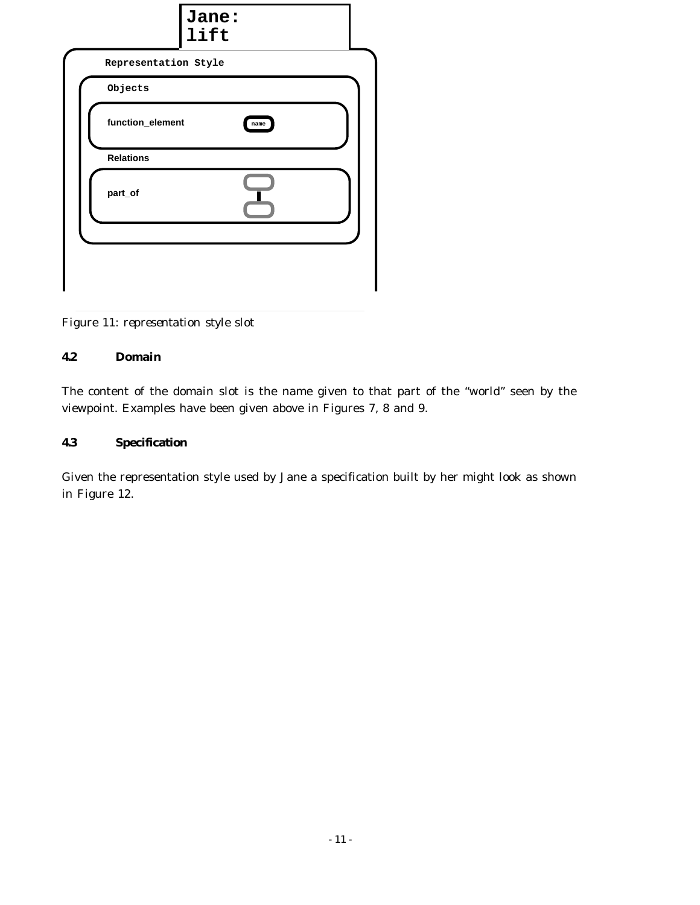Jane:
lift

Representation Style

Objects

function_element name

Relations

part_of

Figure 11: representation style slot

### 4.2 Domain

The content of the domain slot is the name given to that part of the “world” seen by the viewpoint. Examples have been given above in Figures 7, 8 and 9.

### 4.3 Specification

Given the representation style used by Jane a specification built by her might look as shown in Figure 12.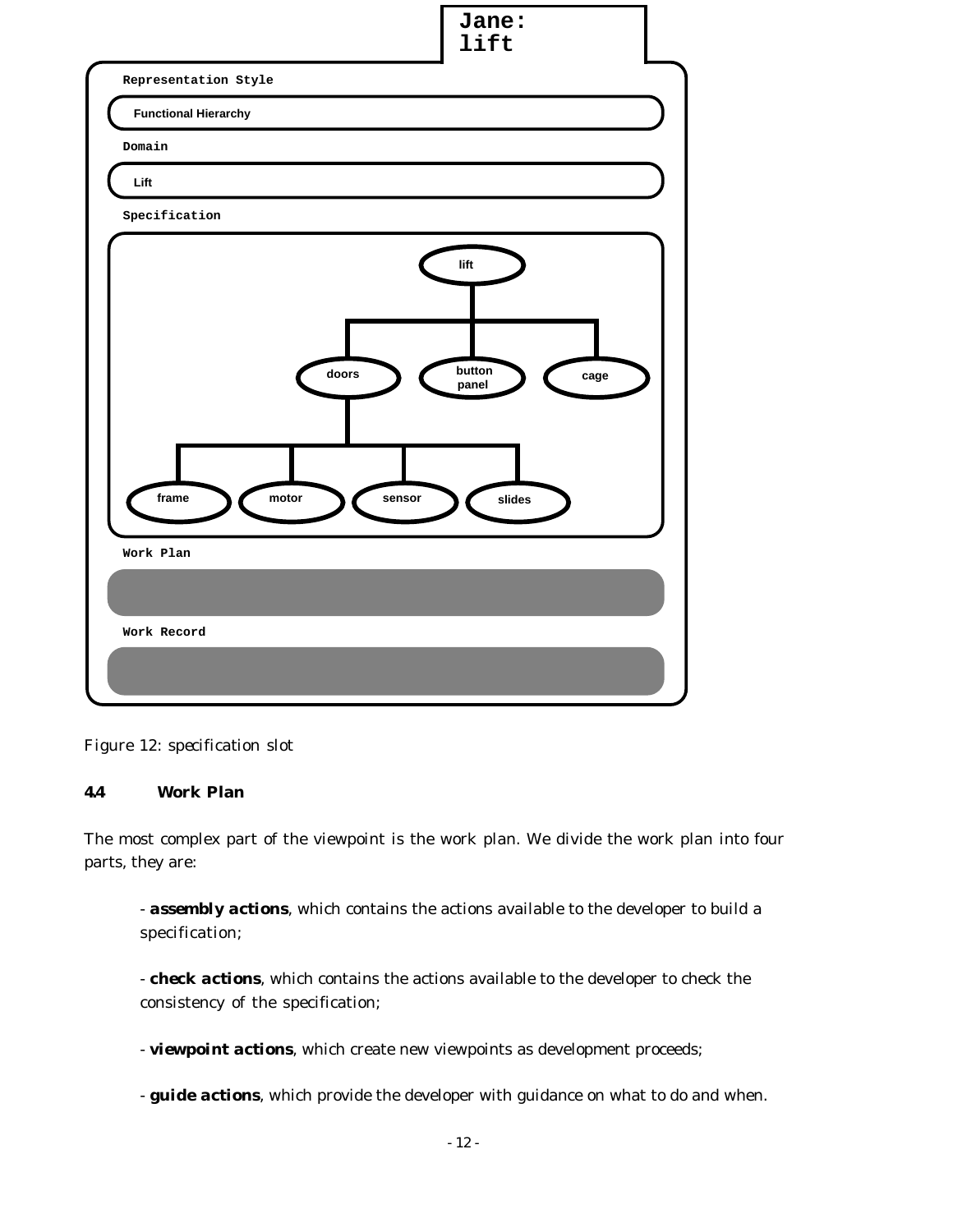**Jane: lift**

**Representation Style**

Functional Hierarchy

**Domain**

Lift

**Specification**

- lift
  - doors
    - frame
    - motor
    - sensor
    - slides
  - button panel
  - cage

**Work Plan**

**Work Record**

Figure 12: specification slot

### 4.4 Work Plan

The most complex part of the viewpoint is the work plan. We divide the work plan into four parts, they are:

- **assembly actions**, which contains the actions available to the developer to build a specification;

- **check actions**, which contains the actions available to the developer to check the consistency of the specification;

- **viewpoint actions**, which create new viewpoints as development proceeds;

- **guide actions**, which provide the developer with guidance on what to do and when.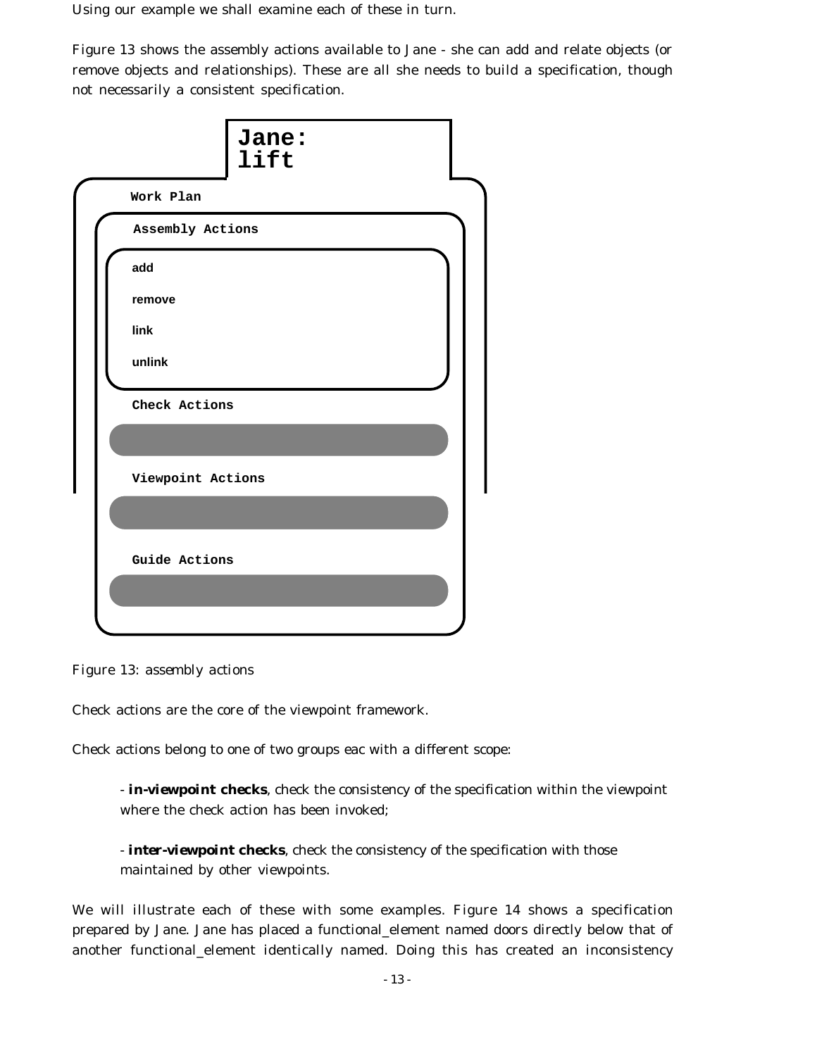Using our example we shall examine each of these in turn.

Figure 13 shows the assembly actions available to Jane - she can add and relate objects (or remove objects and relationships). These are all she needs to build a specification, though not necessarily a consistent specification.

```
Jane:
lift

Work Plan
  Assembly Actions
    add
    remove
    link
    unlink
  Check Actions

  Viewpoint Actions

  Guide Actions
```

Figure 13: assembly actions

Check actions are the core of the viewpoint framework.

Check actions belong to one of two groups eac with a different scope:

- **in-viewpoint checks**, check the consistency of the specification within the viewpoint where the check action has been invoked;

- **inter-viewpoint checks**, check the consistency of the specification with those maintained by other viewpoints.

We will illustrate each of these with some examples. Figure 14 shows a specification prepared by Jane. Jane has placed a functional_element named doors directly below that of another functional_element identically named. Doing this has created an inconsistency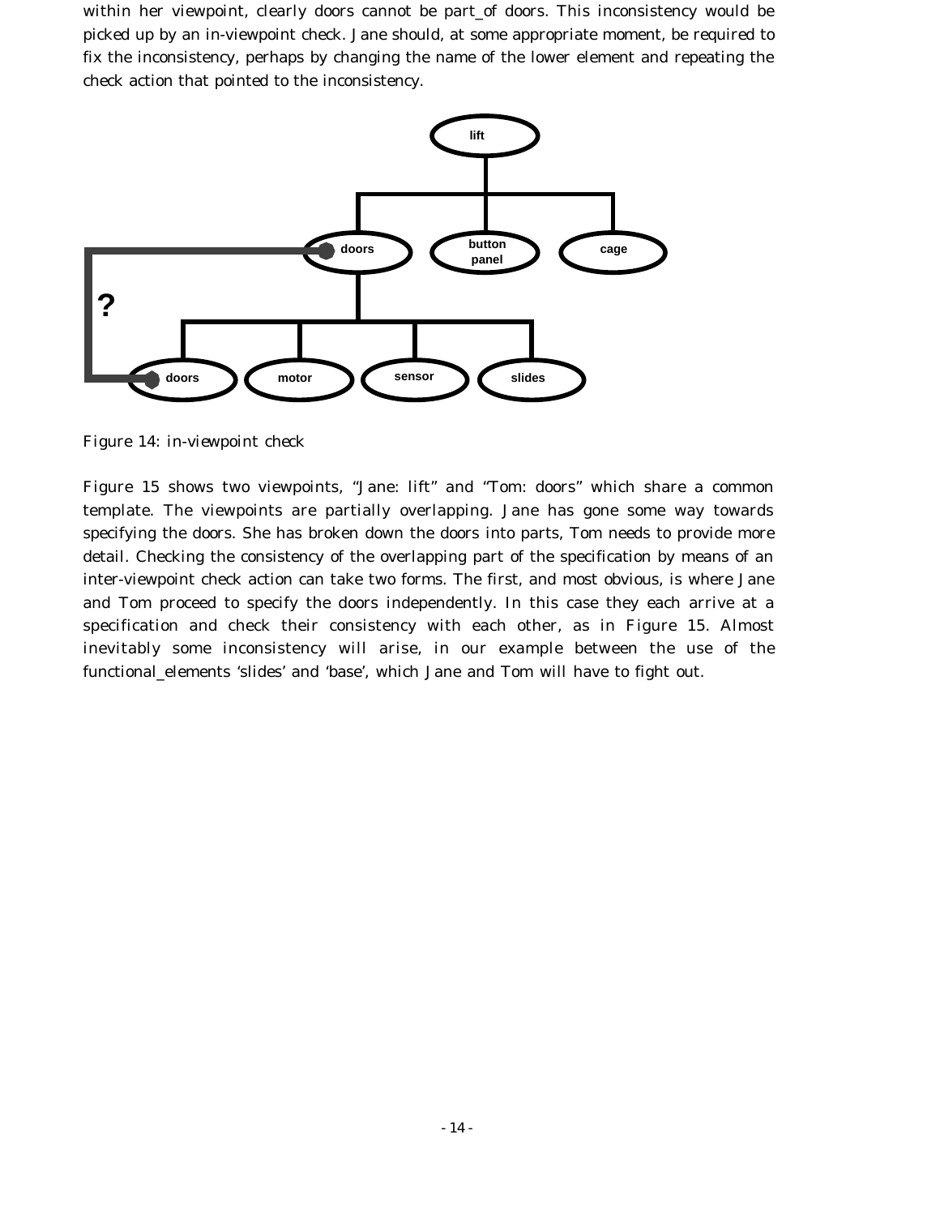within her viewpoint, clearly doors cannot be part_of doors. This inconsistency would be picked up by an in-viewpoint check. Jane should, at some appropriate moment, be required to fix the inconsistency, perhaps by changing the name of the lower element and repeating the check action that pointed to the inconsistency.

Figure 14: in-viewpoint check

Figure 15 shows two viewpoints, "Jane: lift" and "Tom: doors" which share a common template. The viewpoints are partially overlapping. Jane has gone some way towards specifying the doors. She has broken down the doors into parts, Tom needs to provide more detail. Checking the consistency of the overlapping part of the specification by means of an inter-viewpoint check action can take two forms. The first, and most obvious, is where Jane and Tom proceed to specify the doors independently. In this case they each arrive at a specification and check their consistency with each other, as in Figure 15. Almost inevitably some inconsistency will arise, in our example between the use of the functional_elements 'slides' and 'base', which Jane and Tom will have to fight out.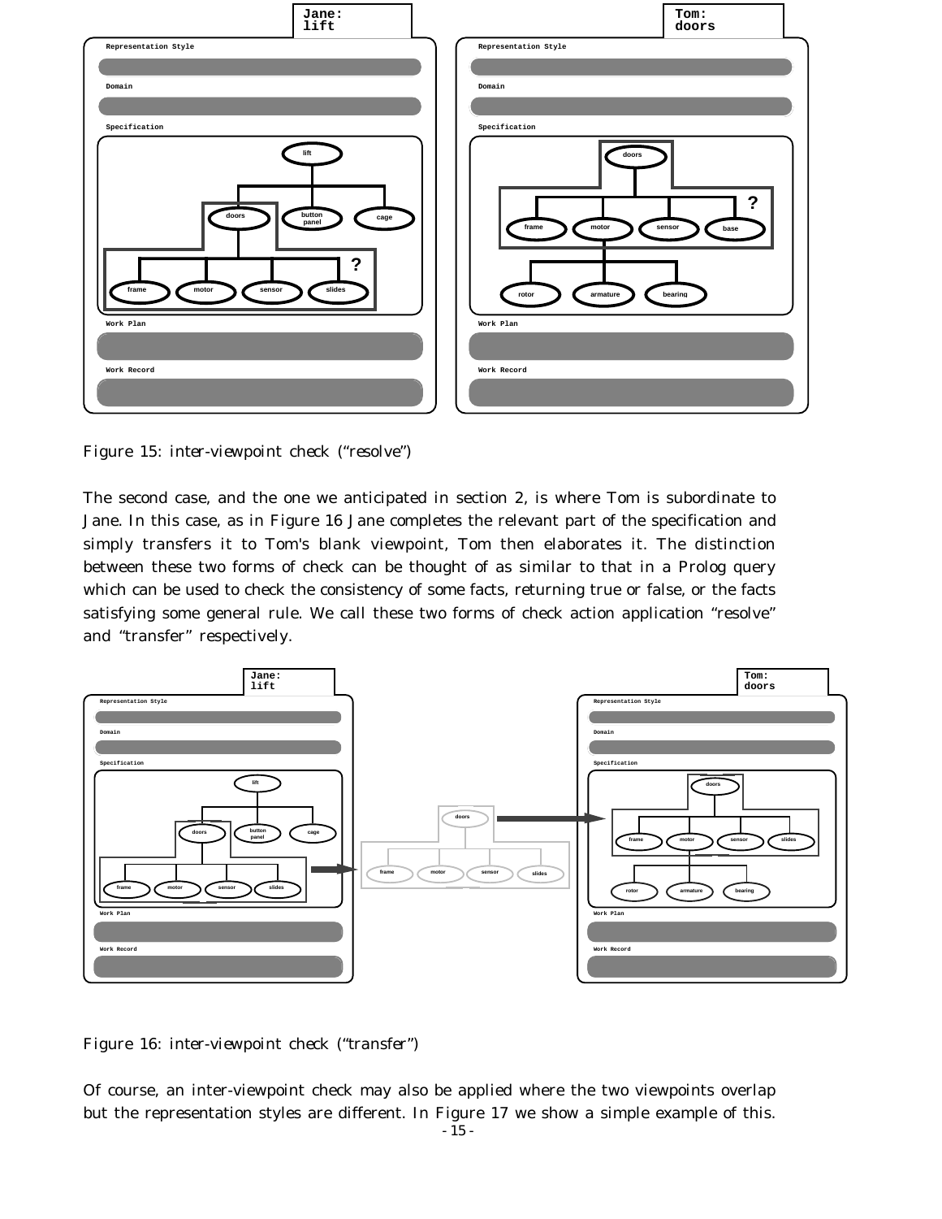Figure 15: inter-viewpoint check ("resolve")

The second case, and the one we anticipated in section 2, is where Tom is subordinate to Jane. In this case, as in Figure 16 Jane completes the relevant part of the specification and simply transfers it to Tom's blank viewpoint, Tom then elaborates it. The distinction between these two forms of check can be thought of as similar to that in a Prolog query which can be used to check the consistency of some facts, returning true or false, or the facts satisfying some general rule. We call these two forms of check action application "resolve" and "transfer" respectively.

Figure 16: inter-viewpoint check ("transfer")

Of course, an inter-viewpoint check may also be applied where the two viewpoints overlap but the representation styles are different. In Figure 17 we show a simple example of this.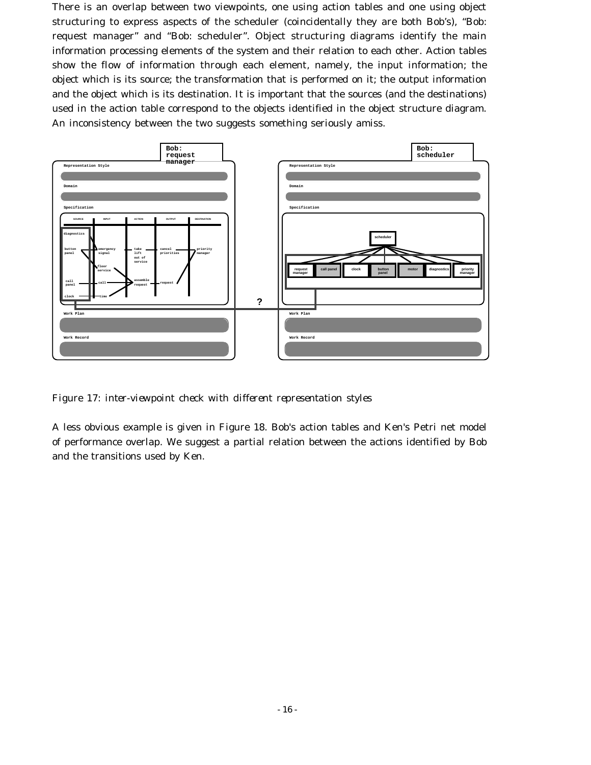There is an overlap between two viewpoints, one using action tables and one using object structuring to express aspects of the scheduler (coincidentally they are both Bob's), "Bob: request manager" and "Bob: scheduler". Object structuring diagrams identify the main information processing elements of the system and their relation to each other. Action tables show the flow of information through each element, namely, the input information; the object which is its source; the transformation that is performed on it; the output information and the object which is its destination. It is important that the sources (and the destinations) used in the action table correspond to the objects identified in the object structure diagram. An inconsistency between the two suggests something seriously amiss.

*Figure 17: inter-viewpoint check with different representation styles*

A less obvious example is given in Figure 18. Bob's action tables and Ken's Petri net model of performance overlap. We suggest a partial relation between the actions identified by Bob and the transitions used by Ken.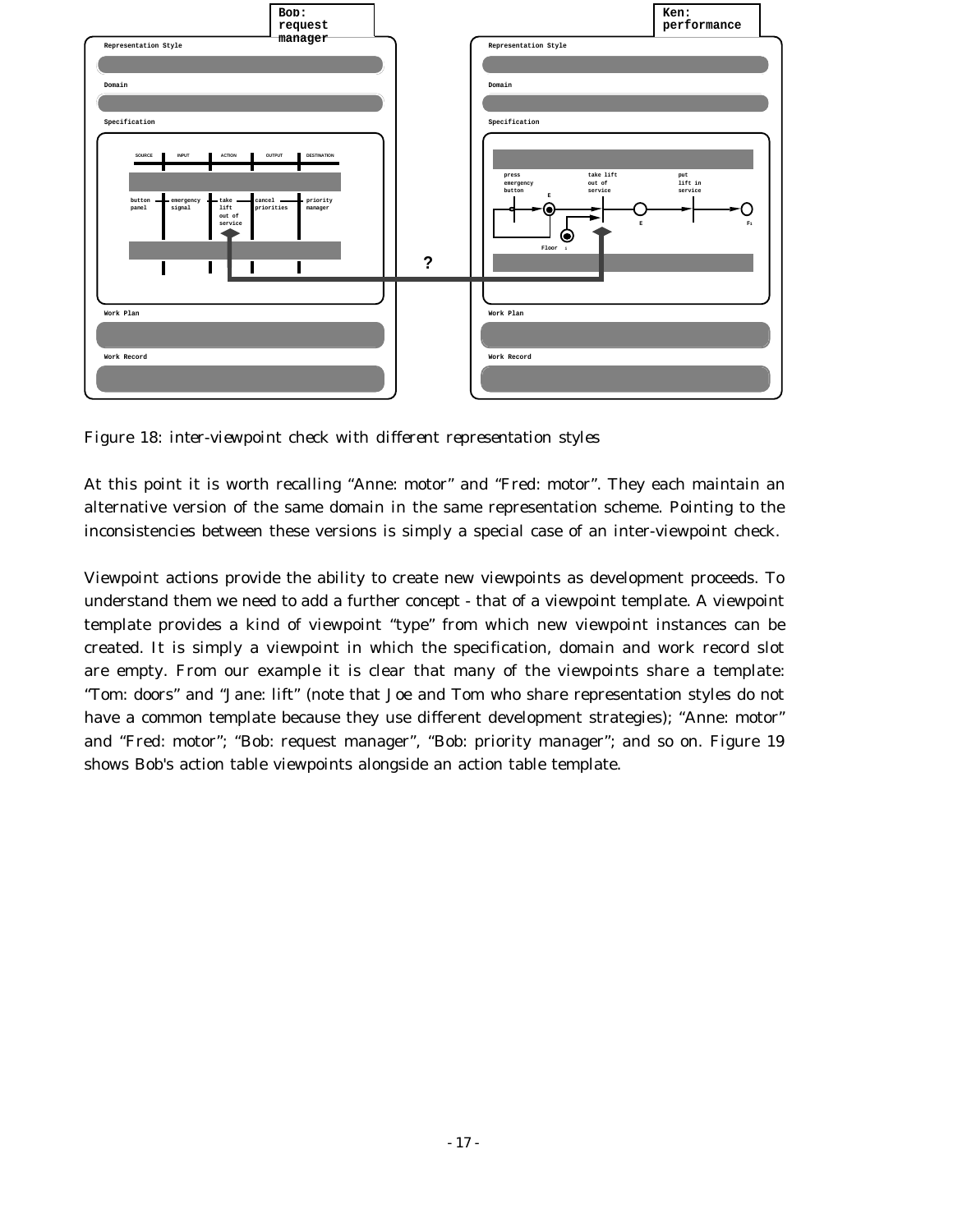Figure 18: inter-viewpoint check with different representation styles

At this point it is worth recalling "Anne: motor" and "Fred: motor". They each maintain an alternative version of the same domain in the same representation scheme. Pointing to the inconsistencies between these versions is simply a special case of an inter-viewpoint check.

Viewpoint actions provide the ability to create new viewpoints as development proceeds. To understand them we need to add a further concept - that of a viewpoint template. A viewpoint template provides a kind of viewpoint "type" from which new viewpoint instances can be created. It is simply a viewpoint in which the specification, domain and work record slot are empty. From our example it is clear that many of the viewpoints share a template: "Tom: doors" and "Jane: lift" (note that Joe and Tom who share representation styles do not have a common template because they use different development strategies); "Anne: motor" and "Fred: motor"; "Bob: request manager", "Bob: priority manager"; and so on. Figure 19 shows Bob's action table viewpoints alongside an action table template.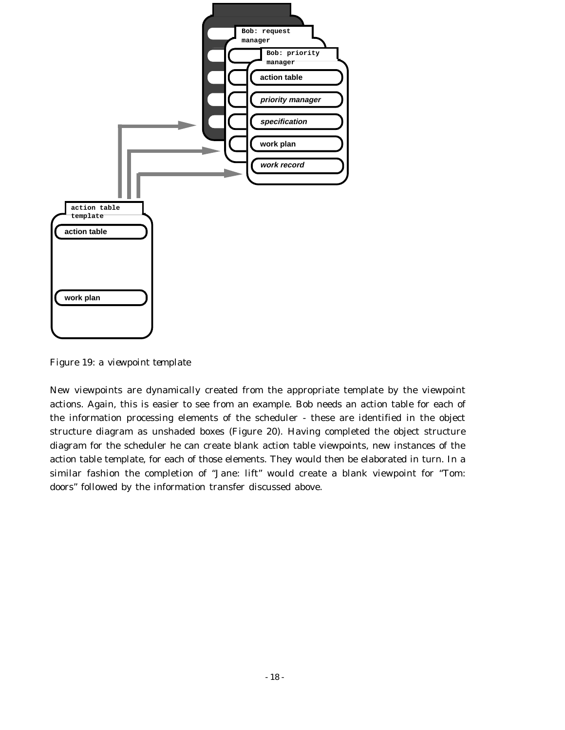Figure 19: a viewpoint template

New viewpoints are dynamically created from the appropriate template by the viewpoint actions. Again, this is easier to see from an example. Bob needs an action table for each of the information processing elements of the scheduler - these are identified in the object structure diagram as unshaded boxes (Figure 20). Having completed the object structure diagram for the scheduler he can create blank action table viewpoints, new instances of the action table template, for each of those elements. They would then be elaborated in turn. In a similar fashion the completion of “Jane: lift” would create a blank viewpoint for “Tom: doors” followed by the information transfer discussed above.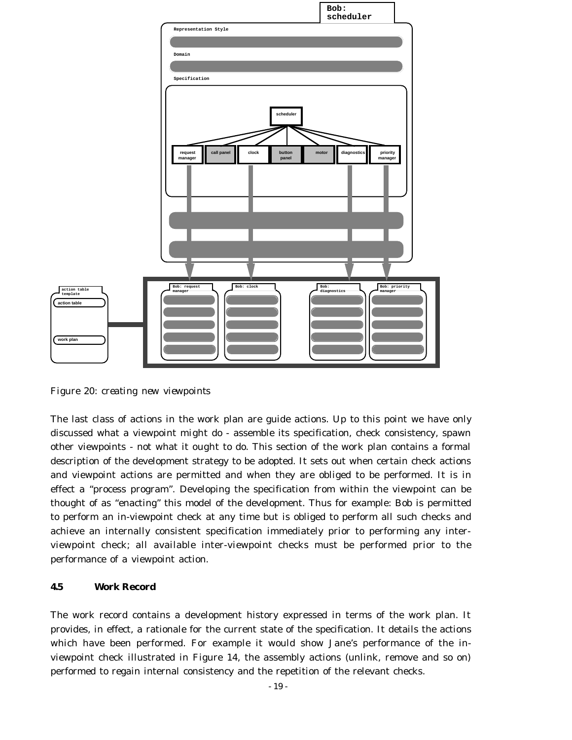Figure 20: creating new viewpoints

The last class of actions in the work plan are guide actions. Up to this point we have only discussed what a viewpoint might do - assemble its specification, check consistency, spawn other viewpoints - not what it ought to do. This section of the work plan contains a formal description of the development strategy to be adopted. It sets out when certain check actions and viewpoint actions are permitted and when they are obliged to be performed. It is in effect a "process program". Developing the specification from within the viewpoint can be thought of as "enacting" this model of the development. Thus for example: Bob is permitted to perform an in-viewpoint check at any time but is obliged to perform all such checks and achieve an internally consistent specification immediately prior to performing any inter-viewpoint check; all available inter-viewpoint checks must be performed prior to the performance of a viewpoint action.

### 4.5 Work Record

The work record contains a development history expressed in terms of the work plan. It provides, in effect, a rationale for the current state of the specification. It details the actions which have been performed. For example it would show Jane's performance of the in-viewpoint check illustrated in Figure 14, the assembly actions (unlink, remove and so on) performed to regain internal consistency and the repetition of the relevant checks.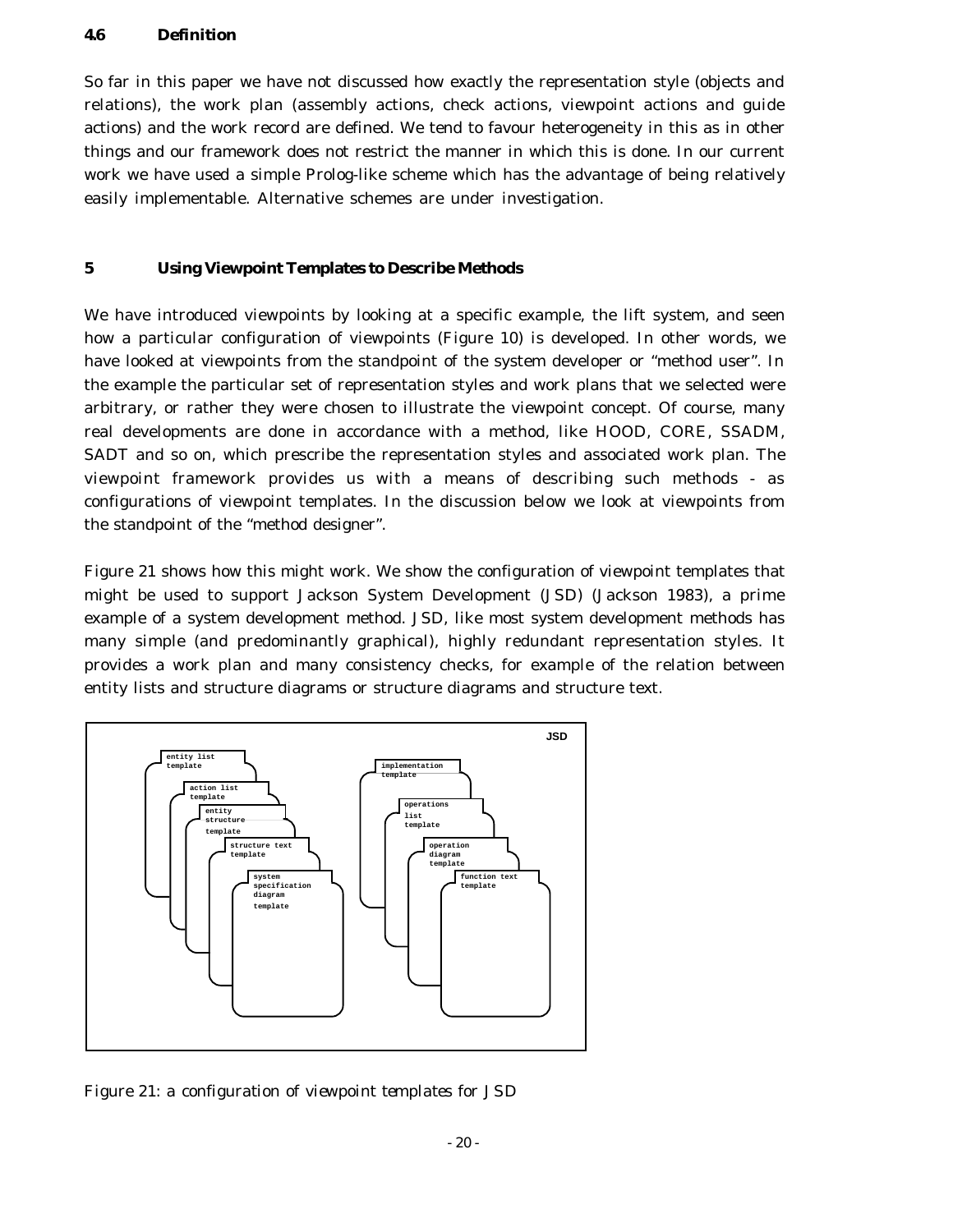### 4.6 Definition

So far in this paper we have not discussed how exactly the representation style (objects and relations), the work plan (assembly actions, check actions, viewpoint actions and guide actions) and the work record are defined. We tend to favour heterogeneity in this as in other things and our framework does not restrict the manner in which this is done. In our current work we have used a simple Prolog-like scheme which has the advantage of being relatively easily implementable. Alternative schemes are under investigation.

## 5 Using Viewpoint Templates to Describe Methods

We have introduced viewpoints by looking at a specific example, the lift system, and seen how a particular configuration of viewpoints (Figure 10) is developed. In other words, we have looked at viewpoints from the standpoint of the system developer or "method user". In the example the particular set of representation styles and work plans that we selected were arbitrary, or rather they were chosen to illustrate the viewpoint concept. Of course, many real developments are done in accordance with a method, like HOOD, CORE, SSADM, SADT and so on, which prescribe the representation styles and associated work plan. The viewpoint framework provides us with a means of describing such methods - as configurations of viewpoint templates. In the discussion below we look at viewpoints from the standpoint of the "method designer".

Figure 21 shows how this might work. We show the configuration of viewpoint templates that might be used to support Jackson System Development (JSD) (Jackson 1983), a prime example of a system development method. JSD, like most system development methods has many simple (and predominantly graphical), highly redundant representation styles. It provides a work plan and many consistency checks, for example of the relation between entity lists and structure diagrams or structure diagrams and structure text.

JSD

entity list template | action list template | entity structure template | structure text template | system specification diagram template

implementation template | operations list template | operation diagram template | function text template

Figure 21: a configuration of viewpoint templates for JSD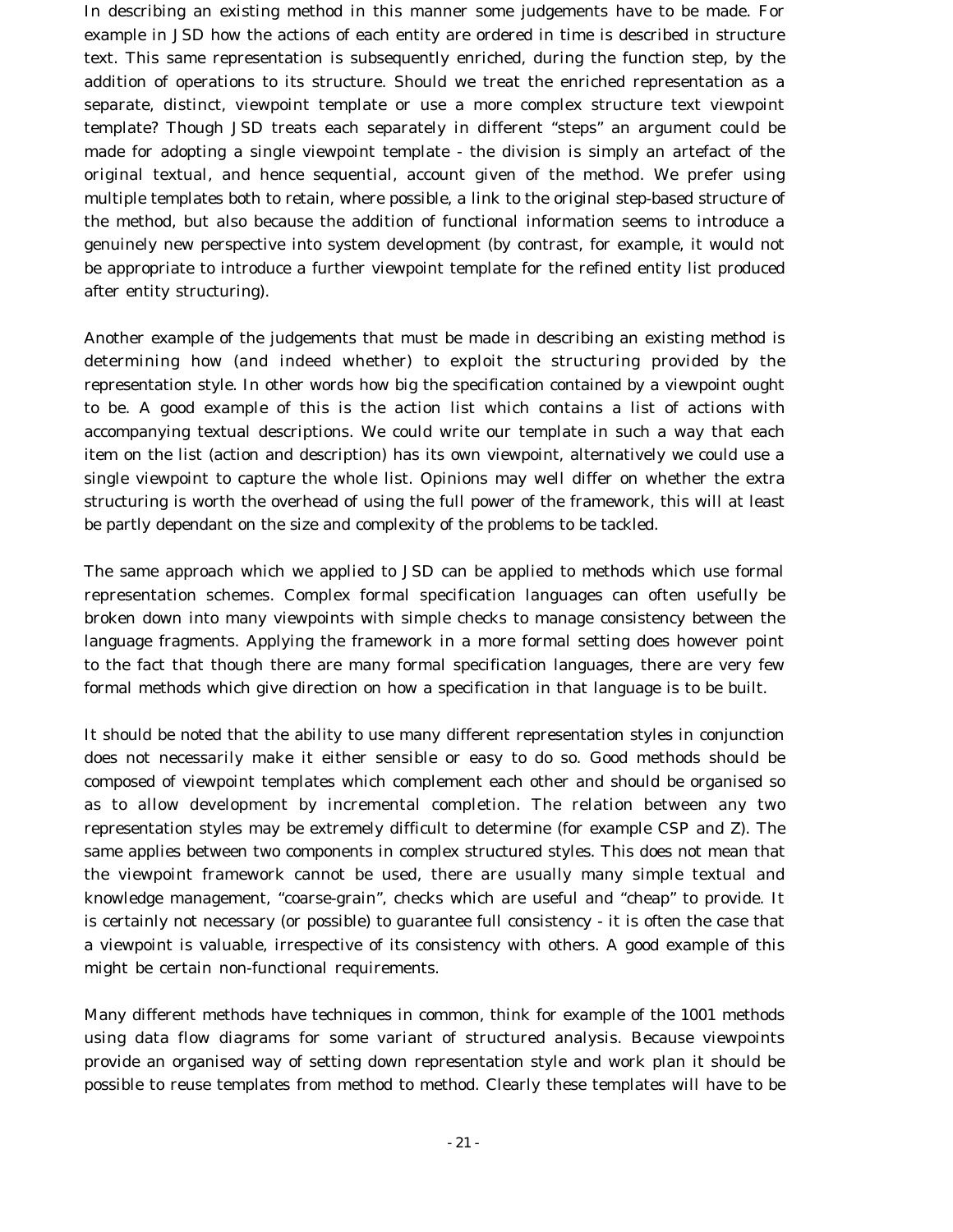In describing an existing method in this manner some judgements have to be made. For example in JSD how the actions of each entity are ordered in time is described in structure text. This same representation is subsequently enriched, during the function step, by the addition of operations to its structure. Should we treat the enriched representation as a separate, distinct, viewpoint template or use a more complex structure text viewpoint template? Though JSD treats each separately in different "steps" an argument could be made for adopting a single viewpoint template - the division is simply an artefact of the original textual, and hence sequential, account given of the method. We prefer using multiple templates both to retain, where possible, a link to the original step-based structure of the method, but also because the addition of functional information seems to introduce a genuinely new perspective into system development (by contrast, for example, it would not be appropriate to introduce a further viewpoint template for the refined entity list produced after entity structuring).

Another example of the judgements that must be made in describing an existing method is determining how (and indeed whether) to exploit the structuring provided by the representation style. In other words how big the specification contained by a viewpoint ought to be. A good example of this is the action list which contains a list of actions with accompanying textual descriptions. We could write our template in such a way that each item on the list (action and description) has its own viewpoint, alternatively we could use a single viewpoint to capture the whole list. Opinions may well differ on whether the extra structuring is worth the overhead of using the full power of the framework, this will at least be partly dependant on the size and complexity of the problems to be tackled.

The same approach which we applied to JSD can be applied to methods which use formal representation schemes. Complex formal specification languages can often usefully be broken down into many viewpoints with simple checks to manage consistency between the language fragments. Applying the framework in a more formal setting does however point to the fact that though there are many formal specification languages, there are very few formal methods which give direction on how a specification in that language is to be built.

It should be noted that the ability to use many different representation styles in conjunction does not necessarily make it either sensible or easy to do so. Good methods should be composed of viewpoint templates which complement each other and should be organised so as to allow development by incremental completion. The relation between any two representation styles may be extremely difficult to determine (for example CSP and Z). The same applies between two components in complex structured styles. This does not mean that the viewpoint framework cannot be used, there are usually many simple textual and knowledge management, "coarse-grain", checks which are useful and "cheap" to provide. It is certainly not necessary (or possible) to guarantee full consistency - it is often the case that a viewpoint is valuable, irrespective of its consistency with others. A good example of this might be certain non-functional requirements.

Many different methods have techniques in common, think for example of the 1001 methods using data flow diagrams for some variant of structured analysis. Because viewpoints provide an organised way of setting down representation style and work plan it should be possible to reuse templates from method to method. Clearly these templates will have to be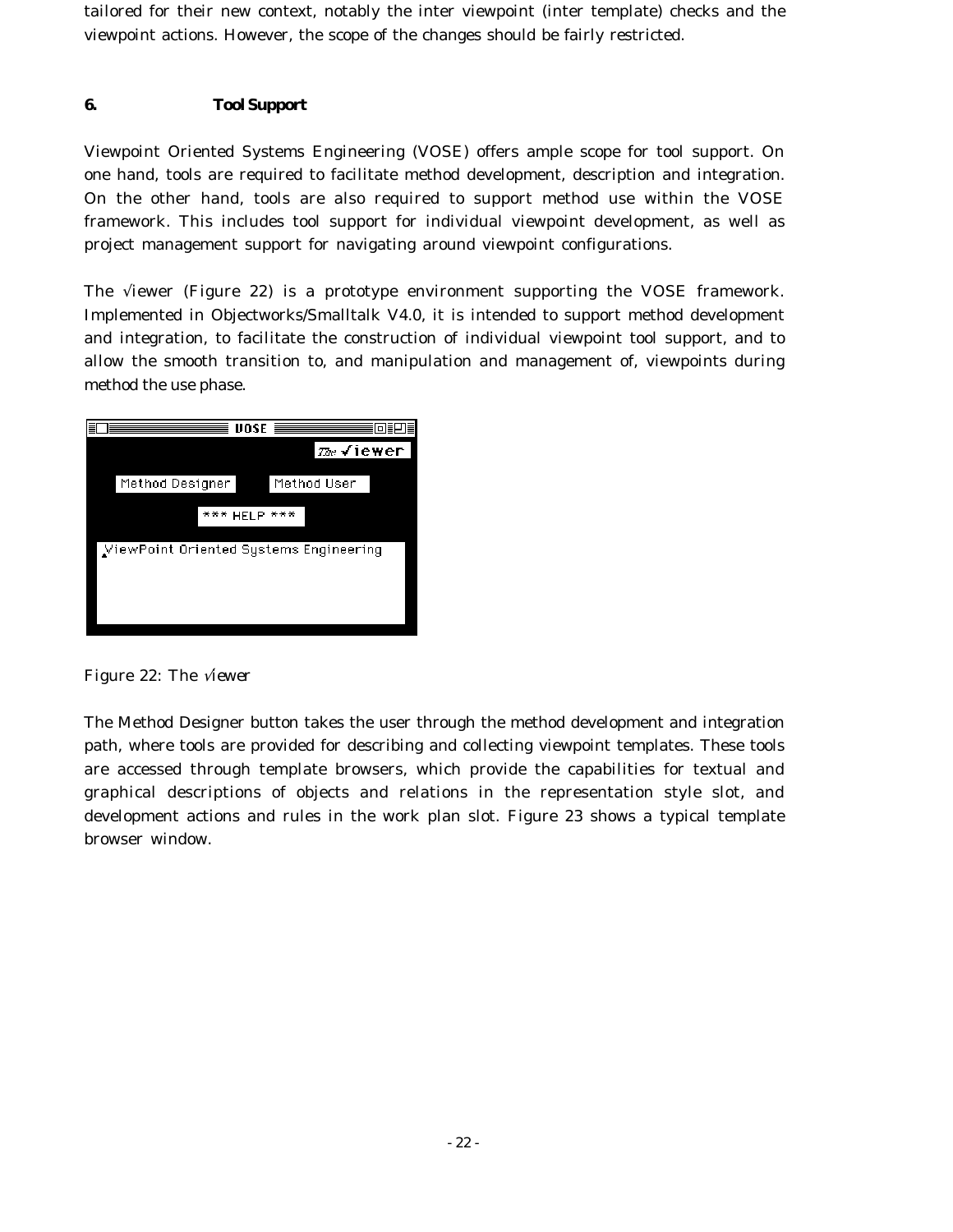tailored for their new context, notably the inter viewpoint (inter template) checks and the viewpoint actions. However, the scope of the changes should be fairly restricted.

## 6. Tool Support

Viewpoint Oriented Systems Engineering (VOSE) offers ample scope for tool support. On one hand, tools are required to facilitate method development, description and integration. On the other hand, tools are also required to support method use within the VOSE framework. This includes tool support for individual viewpoint development, as well as project management support for navigating around viewpoint configurations.

The √iewer (Figure 22) is a prototype environment supporting the VOSE framework. Implemented in Objectworks/Smalltalk V4.0, it is intended to support method development and integration, to facilitate the construction of individual viewpoint tool support, and to allow the smooth transition to, and manipulation and management of, viewpoints during method the use phase.

Figure 22: The *√iewer*

The Method Designer button takes the user through the method development and integration path, where tools are provided for describing and collecting viewpoint templates. These tools are accessed through template browsers, which provide the capabilities for textual and graphical descriptions of objects and relations in the representation style slot, and development actions and rules in the work plan slot. Figure 23 shows a typical template browser window.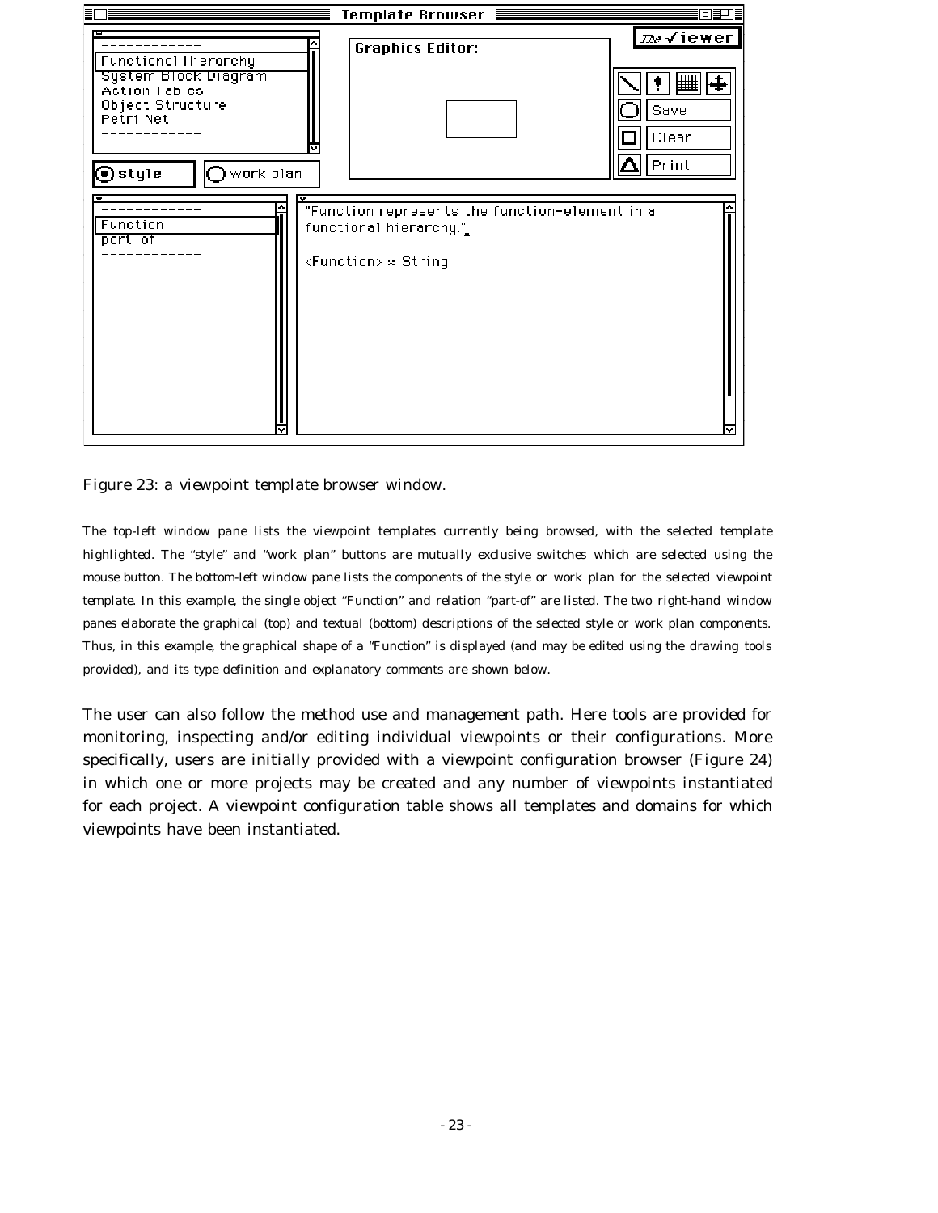Figure 23: a viewpoint template browser window.

The top-left window pane lists the viewpoint templates currently being browsed, with the selected template highlighted. The "style" and "work plan" buttons are mutually exclusive switches which are selected using the mouse button. The bottom-left window pane lists the components of the style or work plan for the selected viewpoint template. In this example, the single object "Function" and relation "part-of" are listed. The two right-hand window panes elaborate the graphical (top) and textual (bottom) descriptions of the selected style or work plan components. Thus, in this example, the graphical shape of a "Function" is displayed (and may be edited using the drawing tools provided), and its type definition and explanatory comments are shown below.

The user can also follow the method use and management path. Here tools are provided for monitoring, inspecting and/or editing individual viewpoints or their configurations. More specifically, users are initially provided with a viewpoint configuration browser (Figure 24) in which one or more projects may be created and any number of viewpoints instantiated for each project. A viewpoint configuration table shows all templates and domains for which viewpoints have been instantiated.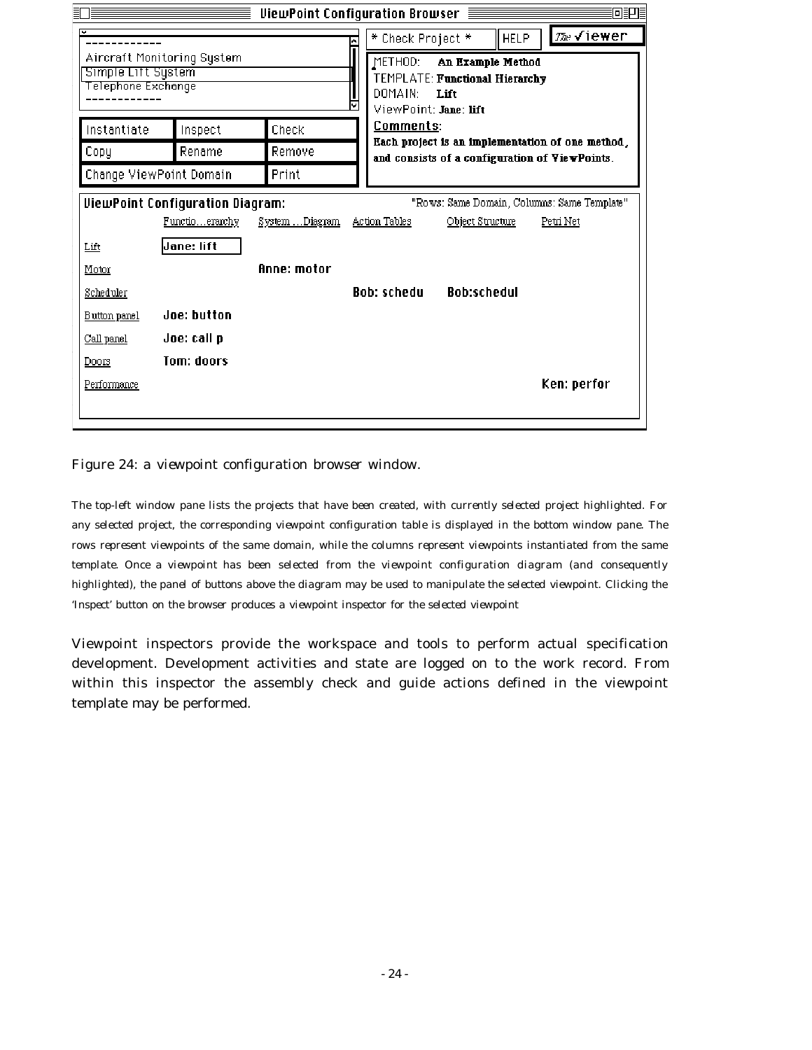Figure 24: a viewpoint configuration browser window.

The top-left window pane lists the projects that have been created, with currently selected project highlighted. For any selected project, the corresponding viewpoint configuration table is displayed in the bottom window pane. The rows represent viewpoints of the same domain, while the columns represent viewpoints instantiated from the same template. Once a viewpoint has been selected from the viewpoint configuration diagram (and consequently highlighted), the panel of buttons above the diagram may be used to manipulate the selected viewpoint. Clicking the 'Inspect' button on the browser produces a viewpoint inspector for the selected viewpoint

Viewpoint inspectors provide the workspace and tools to perform actual specification development. Development activities and state are logged on to the work record. From within this inspector the assembly check and guide actions defined in the viewpoint template may be performed.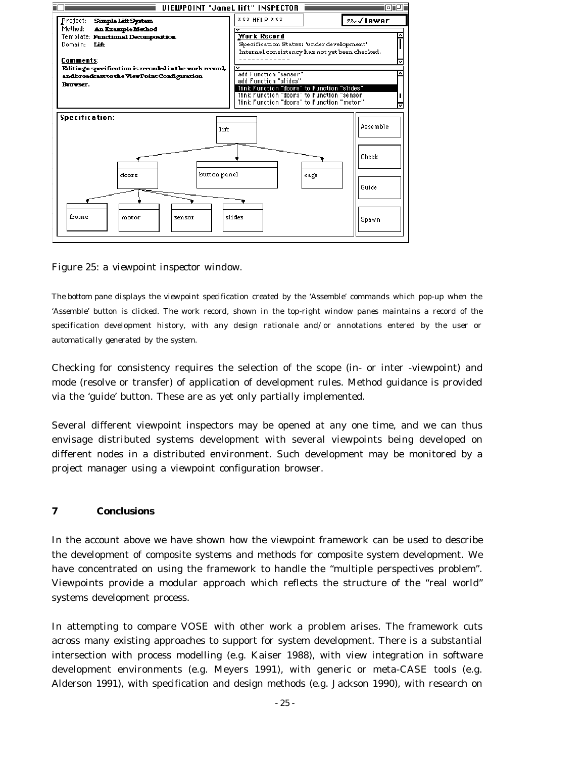Figure 25: a viewpoint inspector window.

The bottom pane displays the viewpoint specification created by the 'Assemble' commands which pop-up when the 'Assemble' button is clicked. The work record, shown in the top-right window panes maintains a record of the specification development history, with any design rationale and/or annotations entered by the user or automatically generated by the system.

Checking for consistency requires the selection of the scope (in- or inter -viewpoint) and mode (resolve or transfer) of application of development rules. Method guidance is provided via the 'guide' button. These are as yet only partially implemented.

Several different viewpoint inspectors may be opened at any one time, and we can thus envisage distributed systems development with several viewpoints being developed on different nodes in a distributed environment. Such development may be monitored by a project manager using a viewpoint configuration browser.

## 7 Conclusions

In the account above we have shown how the viewpoint framework can be used to describe the development of composite systems and methods for composite system development. We have concentrated on using the framework to handle the "multiple perspectives problem". Viewpoints provide a modular approach which reflects the structure of the "real world" systems development process.

In attempting to compare VOSE with other work a problem arises. The framework cuts across many existing approaches to support for system development. There is a substantial intersection with process modelling (e.g. Kaiser 1988), with view integration in software development environments (e.g. Meyers 1991), with generic or meta-CASE tools (e.g. Alderson 1991), with specification and design methods (e.g. Jackson 1990), with research on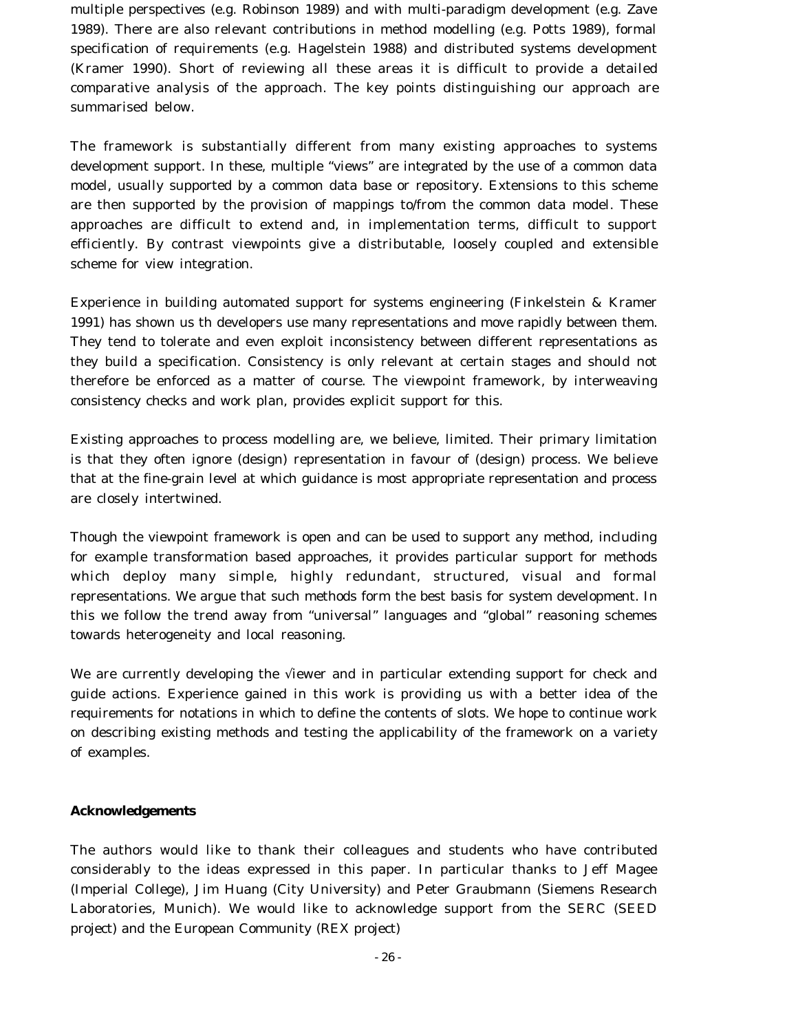multiple perspectives (e.g. Robinson 1989) and with multi-paradigm development (e.g. Zave 1989). There are also relevant contributions in method modelling (e.g. Potts 1989), formal specification of requirements (e.g. Hagelstein 1988) and distributed systems development (Kramer 1990). Short of reviewing all these areas it is difficult to provide a detailed comparative analysis of the approach. The key points distinguishing our approach are summarised below.

The framework is substantially different from many existing approaches to systems development support. In these, multiple "views" are integrated by the use of a common data model, usually supported by a common data base or repository. Extensions to this scheme are then supported by the provision of mappings to/from the common data model. These approaches are difficult to extend and, in implementation terms, difficult to support efficiently. By contrast viewpoints give a distributable, loosely coupled and extensible scheme for view integration.

Experience in building automated support for systems engineering (Finkelstein & Kramer 1991) has shown us th developers use many representations and move rapidly between them. They tend to tolerate and even exploit inconsistency between different representations as they build a specification. Consistency is only relevant at certain stages and should not therefore be enforced as a matter of course. The viewpoint framework, by interweaving consistency checks and work plan, provides explicit support for this.

Existing approaches to process modelling are, we believe, limited. Their primary limitation is that they often ignore (design) representation in favour of (design) process. We believe that at the fine-grain level at which guidance is most appropriate representation and process are closely intertwined.

Though the viewpoint framework is open and can be used to support any method, including for example transformation based approaches, it provides particular support for methods which deploy many simple, highly redundant, structured, visual and formal representations. We argue that such methods form the best basis for system development. In this we follow the trend away from "universal" languages and "global" reasoning schemes towards heterogeneity and local reasoning.

We are currently developing the √iewer and in particular extending support for check and guide actions. Experience gained in this work is providing us with a better idea of the requirements for notations in which to define the contents of slots. We hope to continue work on describing existing methods and testing the applicability of the framework on a variety of examples.

**Acknowledgements**

The authors would like to thank their colleagues and students who have contributed considerably to the ideas expressed in this paper. In particular thanks to Jeff Magee (Imperial College), Jim Huang (City University) and Peter Graubmann (Siemens Research Laboratories, Munich). We would like to acknowledge support from the SERC (SEED project) and the European Community (REX project)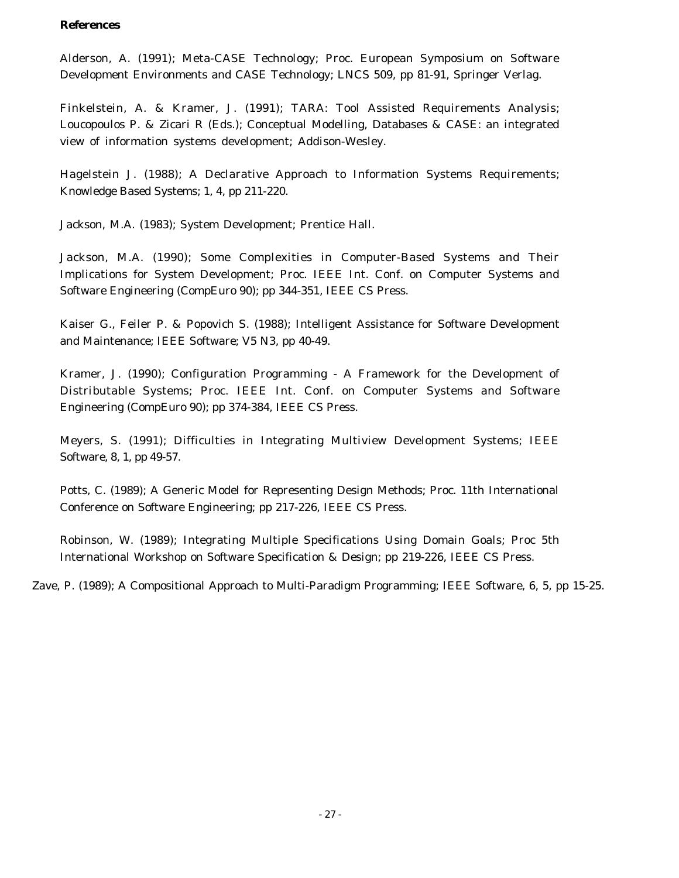**References**

Alderson, A. (1991); Meta-CASE Technology; Proc. European Symposium on Software Development Environments and CASE Technology; LNCS 509, pp 81-91, Springer Verlag.

Finkelstein, A. & Kramer, J. (1991); TARA: Tool Assisted Requirements Analysis; Loucopoulos P. & Zicari R (Eds.); Conceptual Modelling, Databases & CASE: an integrated view of information systems development; Addison-Wesley.

Hagelstein J. (1988); A Declarative Approach to Information Systems Requirements; Knowledge Based Systems; 1, 4, pp 211-220.

Jackson, M.A. (1983); System Development; Prentice Hall.

Jackson, M.A. (1990); Some Complexities in Computer-Based Systems and Their Implications for System Development; Proc. IEEE Int. Conf. on Computer Systems and Software Engineering (CompEuro 90); pp 344-351, IEEE CS Press.

Kaiser G., Feiler P. & Popovich S. (1988); Intelligent Assistance for Software Development and Maintenance; IEEE Software; V5 N3, pp 40-49.

Kramer, J. (1990); Configuration Programming - A Framework for the Development of Distributable Systems; Proc. IEEE Int. Conf. on Computer Systems and Software Engineering (CompEuro 90); pp 374-384, IEEE CS Press.

Meyers, S. (1991); Difficulties in Integrating Multiview Development Systems; IEEE Software, 8, 1, pp 49-57.

Potts, C. (1989); A Generic Model for Representing Design Methods; Proc. 11th International Conference on Software Engineering; pp 217-226, IEEE CS Press.

Robinson, W. (1989); Integrating Multiple Specifications Using Domain Goals; Proc 5th International Workshop on Software Specification & Design; pp 219-226, IEEE CS Press.

Zave, P. (1989); A Compositional Approach to Multi-Paradigm Programming; IEEE Software, 6, 5, pp 15-25.